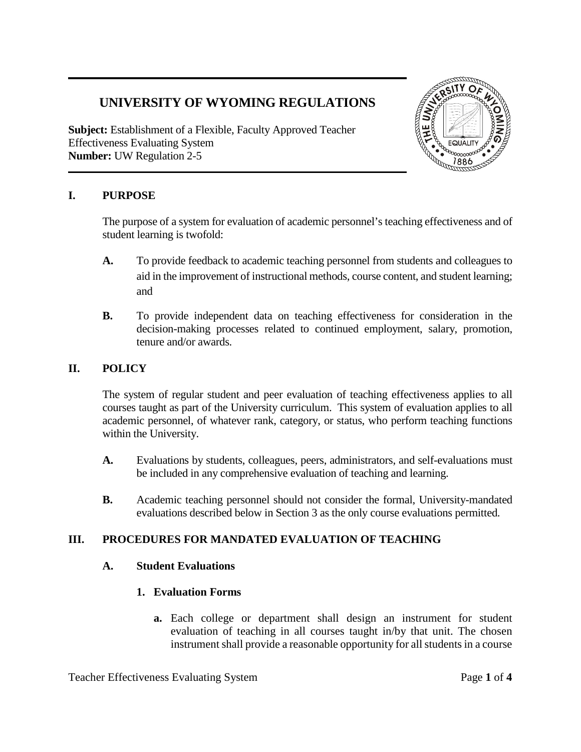# UNIVERSITY OF WYOMING REGULATIONS

**Subject:** Establishment of a Flexible, Faculty Approved Teacher Effectiveness Evaluating System
**Number:** UW Regulation 2-5

## I. PURPOSE

The purpose of a system for evaluation of academic personnel's teaching effectiveness and of student learning is twofold:

**A.** To provide feedback to academic teaching personnel from students and colleagues to aid in the improvement of instructional methods, course content, and student learning; and

**B.** To provide independent data on teaching effectiveness for consideration in the decision-making processes related to continued employment, salary, promotion, tenure and/or awards.

## II. POLICY

The system of regular student and peer evaluation of teaching effectiveness applies to all courses taught as part of the University curriculum. This system of evaluation applies to all academic personnel, of whatever rank, category, or status, who perform teaching functions within the University.

**A.** Evaluations by students, colleagues, peers, administrators, and self-evaluations must be included in any comprehensive evaluation of teaching and learning.

**B.** Academic teaching personnel should not consider the formal, University-mandated evaluations described below in Section 3 as the only course evaluations permitted.

## III. PROCEDURES FOR MANDATED EVALUATION OF TEACHING

### A. Student Evaluations

#### 1. Evaluation Forms

**a.** Each college or department shall design an instrument for student evaluation of teaching in all courses taught in/by that unit. The chosen instrument shall provide a reasonable opportunity for all students in a course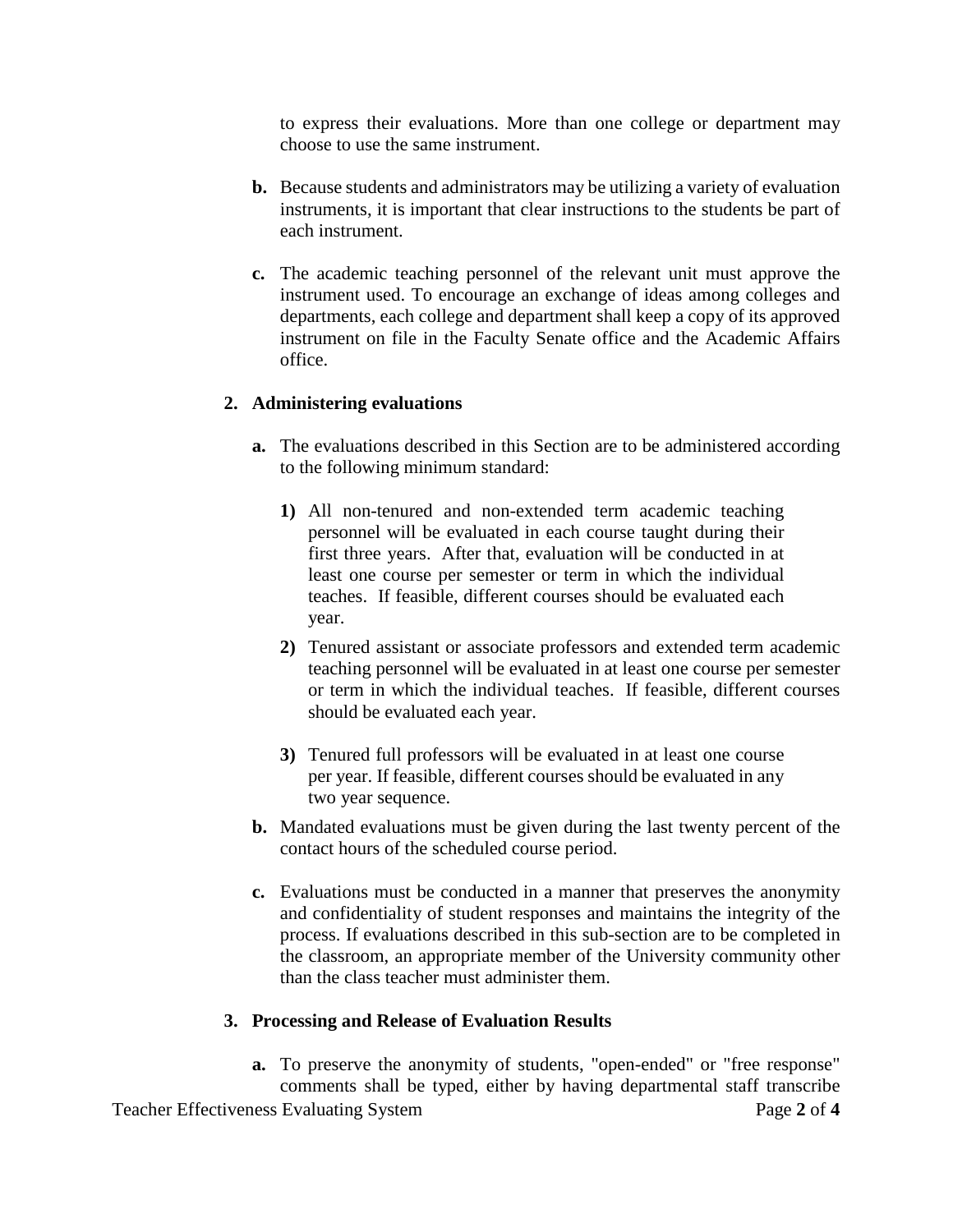to express their evaluations. More than one college or department may choose to use the same instrument.

**b.** Because students and administrators may be utilizing a variety of evaluation instruments, it is important that clear instructions to the students be part of each instrument.

**c.** The academic teaching personnel of the relevant unit must approve the instrument used. To encourage an exchange of ideas among colleges and departments, each college and department shall keep a copy of its approved instrument on file in the Faculty Senate office and the Academic Affairs office.

**2. Administering evaluations**

**a.** The evaluations described in this Section are to be administered according to the following minimum standard:

**1)** All non-tenured and non-extended term academic teaching personnel will be evaluated in each course taught during their first three years. After that, evaluation will be conducted in at least one course per semester or term in which the individual teaches. If feasible, different courses should be evaluated each year.

**2)** Tenured assistant or associate professors and extended term academic teaching personnel will be evaluated in at least one course per semester or term in which the individual teaches. If feasible, different courses should be evaluated each year.

**3)** Tenured full professors will be evaluated in at least one course per year. If feasible, different courses should be evaluated in any two year sequence.

**b.** Mandated evaluations must be given during the last twenty percent of the contact hours of the scheduled course period.

**c.** Evaluations must be conducted in a manner that preserves the anonymity and confidentiality of student responses and maintains the integrity of the process. If evaluations described in this sub-section are to be completed in the classroom, an appropriate member of the University community other than the class teacher must administer them.

**3. Processing and Release of Evaluation Results**

**a.** To preserve the anonymity of students, "open-ended" or "free response" comments shall be typed, either by having departmental staff transcribe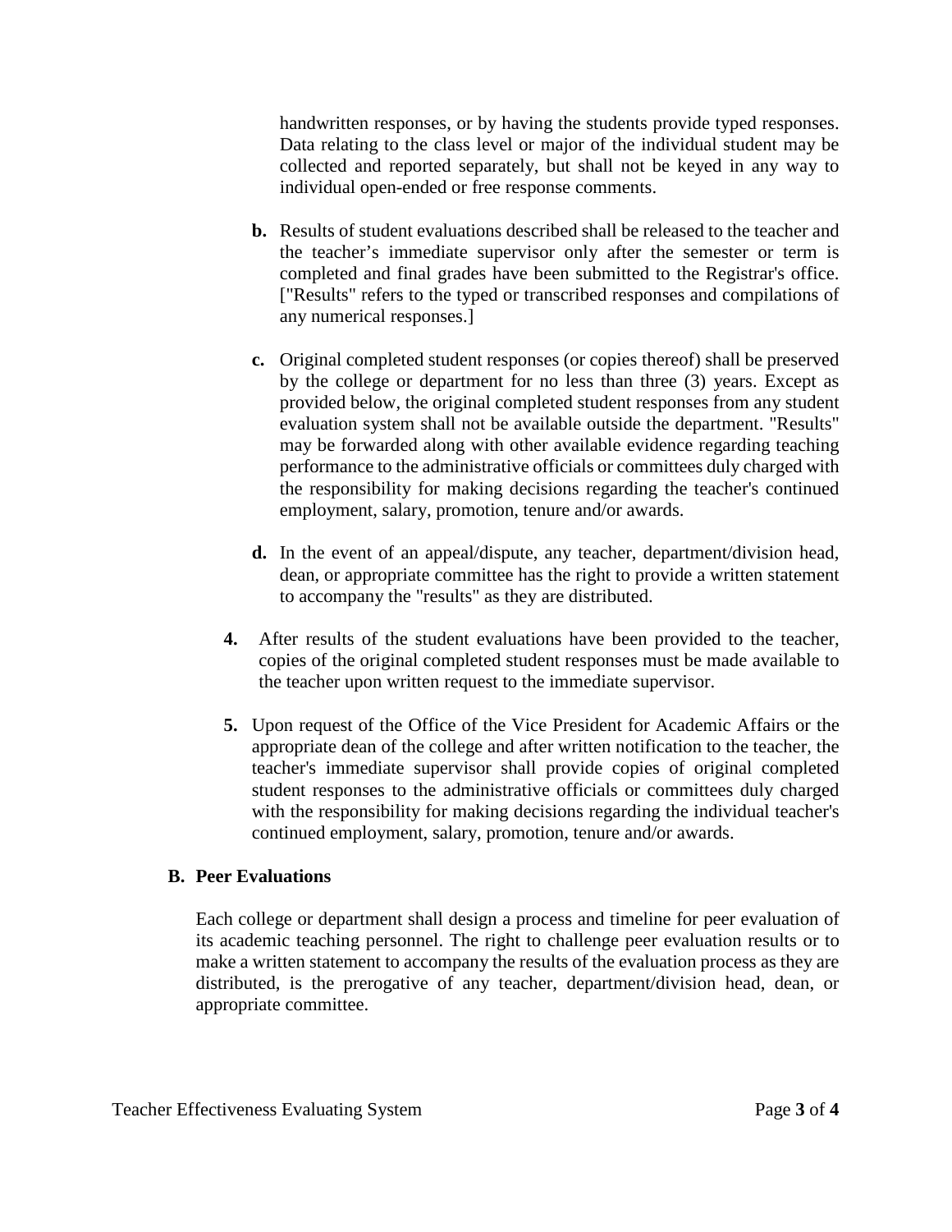handwritten responses, or by having the students provide typed responses. Data relating to the class level or major of the individual student may be collected and reported separately, but shall not be keyed in any way to individual open-ended or free response comments.

**b.** Results of student evaluations described shall be released to the teacher and the teacher's immediate supervisor only after the semester or term is completed and final grades have been submitted to the Registrar's office. ["Results" refers to the typed or transcribed responses and compilations of any numerical responses.]

**c.** Original completed student responses (or copies thereof) shall be preserved by the college or department for no less than three (3) years. Except as provided below, the original completed student responses from any student evaluation system shall not be available outside the department. "Results" may be forwarded along with other available evidence regarding teaching performance to the administrative officials or committees duly charged with the responsibility for making decisions regarding the teacher's continued employment, salary, promotion, tenure and/or awards.

**d.** In the event of an appeal/dispute, any teacher, department/division head, dean, or appropriate committee has the right to provide a written statement to accompany the "results" as they are distributed.

**4.** After results of the student evaluations have been provided to the teacher, copies of the original completed student responses must be made available to the teacher upon written request to the immediate supervisor.

**5.** Upon request of the Office of the Vice President for Academic Affairs or the appropriate dean of the college and after written notification to the teacher, the teacher's immediate supervisor shall provide copies of original completed student responses to the administrative officials or committees duly charged with the responsibility for making decisions regarding the individual teacher's continued employment, salary, promotion, tenure and/or awards.

**B. Peer Evaluations**

Each college or department shall design a process and timeline for peer evaluation of its academic teaching personnel. The right to challenge peer evaluation results or to make a written statement to accompany the results of the evaluation process as they are distributed, is the prerogative of any teacher, department/division head, dean, or appropriate committee.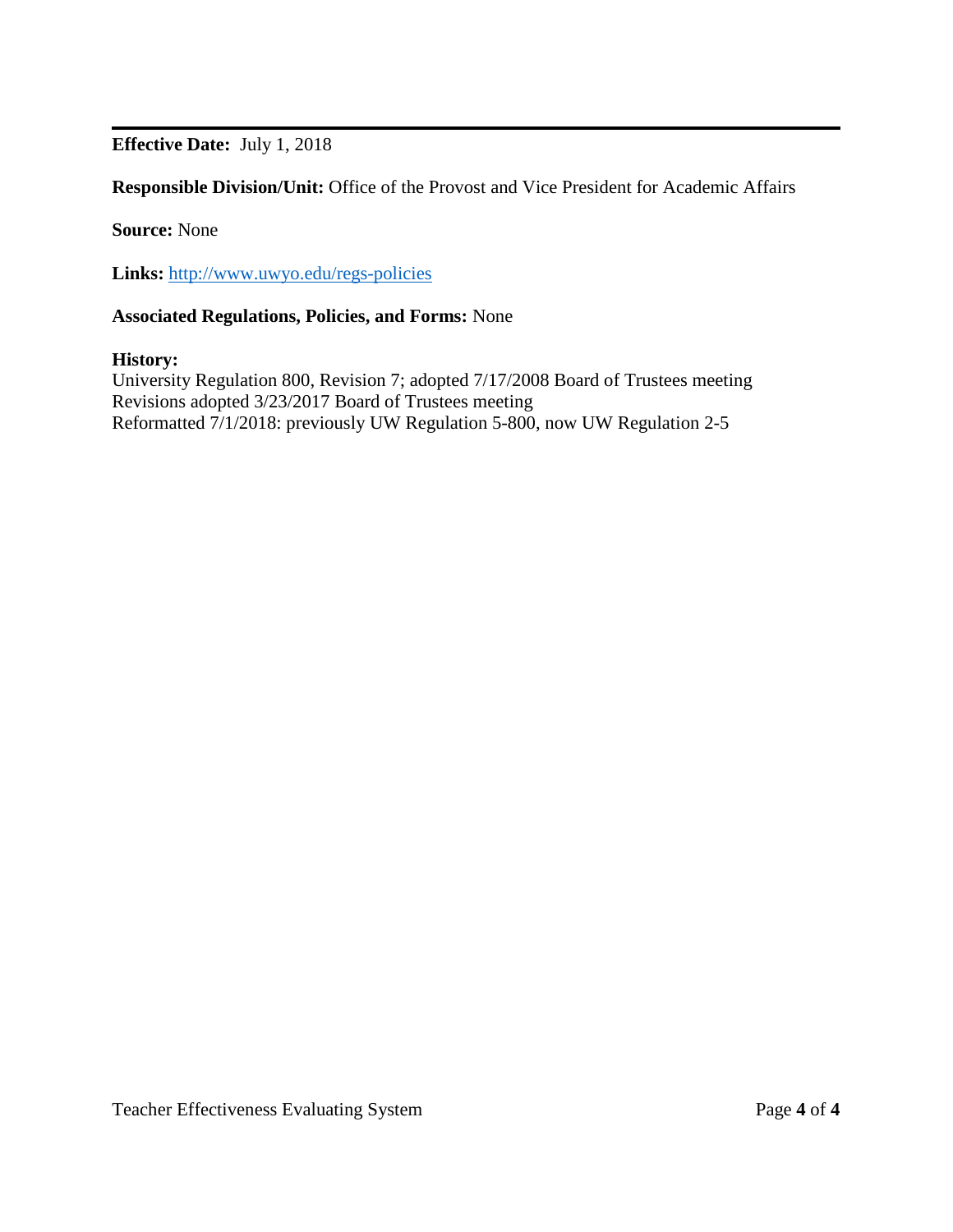---

**Effective Date:** July 1, 2018

**Responsible Division/Unit:** Office of the Provost and Vice President for Academic Affairs

**Source:** None

**Links:** http://www.uwyo.edu/regs-policies

**Associated Regulations, Policies, and Forms:** None

**History:**
University Regulation 800, Revision 7; adopted 7/17/2008 Board of Trustees meeting
Revisions adopted 3/23/2017 Board of Trustees meeting
Reformatted 7/1/2018: previously UW Regulation 5-800, now UW Regulation 2-5